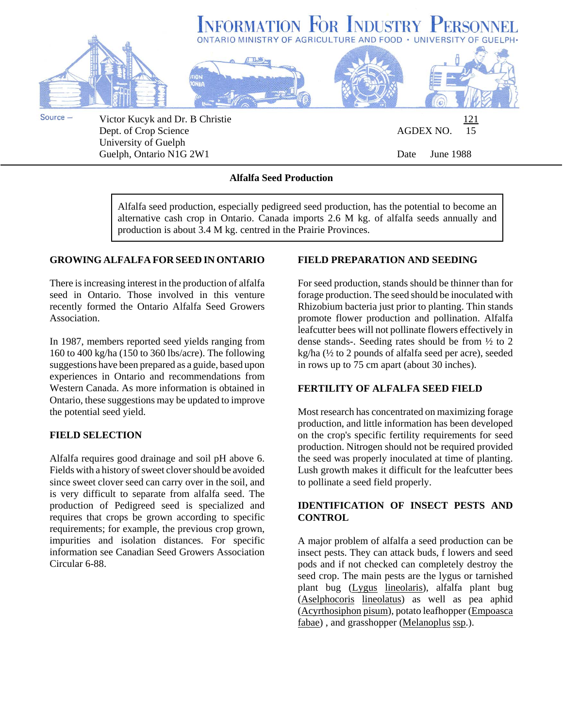# Information For Industry Personnel

ONTARIO MINISTRY OF AGRICULTURE AND FOOD · UNIVERSITY OF GUELPH·

Source – Victor Kucyk and Dr. B Christie
Dept. of Crop Science
University of Guelph
Guelph, Ontario N1G 2W1

AGDEX NO. 121/15

Date June 1988

## Alfalfa Seed Production

> Alfalfa seed production, especially pedigreed seed production, has the potential to become an alternative cash crop in Ontario. Canada imports 2.6 M kg. of alfalfa seeds annually and production is about 3.4 M kg. centred in the Prairie Provinces.

### GROWING ALFALFA FOR SEED IN ONTARIO

There is increasing interest in the production of alfalfa seed in Ontario. Those involved in this venture recently formed the Ontario Alfalfa Seed Growers Association.

In 1987, members reported seed yields ranging from 160 to 400 kg/ha (150 to 360 lbs/acre). The following suggestions have been prepared as a guide, based upon experiences in Ontario and recommendations from Western Canada. As more information is obtained in Ontario, these suggestions may be updated to improve the potential seed yield.

### FIELD SELECTION

Alfalfa requires good drainage and soil pH above 6. Fields with a history of sweet clover should be avoided since sweet clover seed can carry over in the soil, and is very difficult to separate from alfalfa seed. The production of Pedigreed seed is specialized and requires that crops be grown according to specific requirements; for example, the previous crop grown, impurities and isolation distances. For specific information see Canadian Seed Growers Association Circular 6-88.

### FIELD PREPARATION AND SEEDING

For seed production, stands should be thinner than for forage production. The seed should be inoculated with Rhizobium bacteria just prior to planting. Thin stands promote flower production and pollination. Alfalfa leafcutter bees will not pollinate flowers effectively in dense stands-. Seeding rates should be from ½ to 2 kg/ha (½ to 2 pounds of alfalfa seed per acre), seeded in rows up to 75 cm apart (about 30 inches).

### FERTILITY OF ALFALFA SEED FIELD

Most research has concentrated on maximizing forage production, and little information has been developed on the crop's specific fertility requirements for seed production. Nitrogen should not be required provided the seed was properly inoculated at time of planting. Lush growth makes it difficult for the leafcutter bees to pollinate a seed field properly.

### IDENTIFICATION OF INSECT PESTS AND CONTROL

A major problem of alfalfa a seed production can be insect pests. They can attack buds, f lowers and seed pods and if not checked can completely destroy the seed crop. The main pests are the lygus or tarnished plant bug (Lygus lineolaris), alfalfa plant bug (Aselphocoris lineolatus) as well as pea aphid (Acyrthosiphon pisum), potato leafhopper (Empoasca fabae) , and grasshopper (Melanoplus ssp.).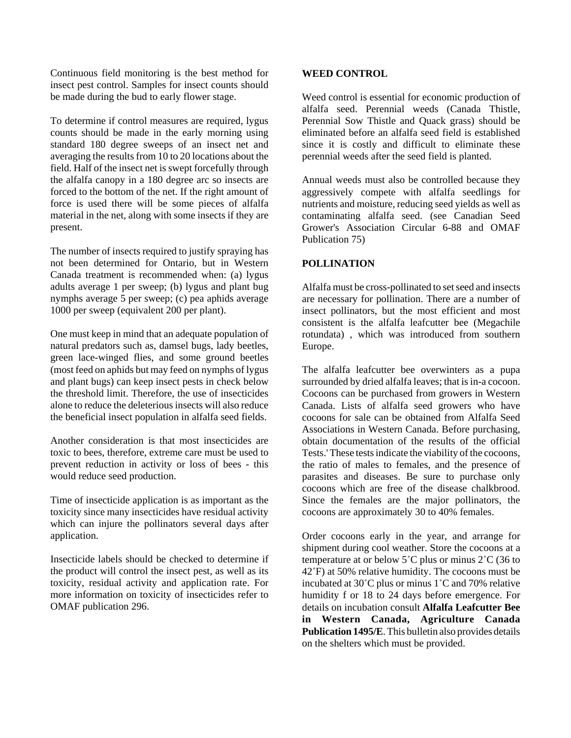Continuous field monitoring is the best method for insect pest control. Samples for insect counts should be made during the bud to early flower stage.

To determine if control measures are required, lygus counts should be made in the early morning using standard 180 degree sweeps of an insect net and averaging the results from 10 to 20 locations about the field. Half of the insect net is swept forcefully through the alfalfa canopy in a 180 degree arc so insects are forced to the bottom of the net. If the right amount of force is used there will be some pieces of alfalfa material in the net, along with some insects if they are present.

The number of insects required to justify spraying has not been determined for Ontario, but in Western Canada treatment is recommended when: (a) lygus adults average 1 per sweep; (b) lygus and plant bug nymphs average 5 per sweep; (c) pea aphids average 1000 per sweep (equivalent 200 per plant).

One must keep in mind that an adequate population of natural predators such as, damsel bugs, lady beetles, green lace-winged flies, and some ground beetles (most feed on aphids but may feed on nymphs of lygus and plant bugs) can keep insect pests in check below the threshold limit. Therefore, the use of insecticides alone to reduce the deleterious insects will also reduce the beneficial insect population in alfalfa seed fields.

Another consideration is that most insecticides are toxic to bees, therefore, extreme care must be used to prevent reduction in activity or loss of bees - this would reduce seed production.

Time of insecticide application is as important as the toxicity since many insecticides have residual activity which can injure the pollinators several days after application.

Insecticide labels should be checked to determine if the product will control the insect pest, as well as its toxicity, residual activity and application rate. For more information on toxicity of insecticides refer to OMAF publication 296.

## WEED CONTROL

Weed control is essential for economic production of alfalfa seed. Perennial weeds (Canada Thistle, Perennial Sow Thistle and Quack grass) should be eliminated before an alfalfa seed field is established since it is costly and difficult to eliminate these perennial weeds after the seed field is planted.

Annual weeds must also be controlled because they aggressively compete with alfalfa seedlings for nutrients and moisture, reducing seed yields as well as contaminating alfalfa seed. (see Canadian Seed Grower's Association Circular 6-88 and OMAF Publication 75)

## POLLINATION

Alfalfa must be cross-pollinated to set seed and insects are necessary for pollination. There are a number of insect pollinators, but the most efficient and most consistent is the alfalfa leafcutter bee (Megachile rotundata) , which was introduced from southern Europe.

The alfalfa leafcutter bee overwinters as a pupa surrounded by dried alfalfa leaves; that is in-a cocoon. Cocoons can be purchased from growers in Western Canada. Lists of alfalfa seed growers who have cocoons for sale can be obtained from Alfalfa Seed Associations in Western Canada. Before purchasing, obtain documentation of the results of the official Tests.' These tests indicate the viability of the cocoons, the ratio of males to females, and the presence of parasites and diseases. Be sure to purchase only cocoons which are free of the disease chalkbrood. Since the females are the major pollinators, the cocoons are approximately 30 to 40% females.

Order cocoons early in the year, and arrange for shipment during cool weather. Store the cocoons at a temperature at or below 5˚C plus or minus 2˚C (36 to 42˚F) at 50% relative humidity. The cocoons must be incubated at 30˚C plus or minus 1˚C and 70% relative humidity f or 18 to 24 days before emergence. For details on incubation consult **Alfalfa Leafcutter Bee in Western Canada, Agriculture Canada Publication 1495/E**. This bulletin also provides details on the shelters which must be provided.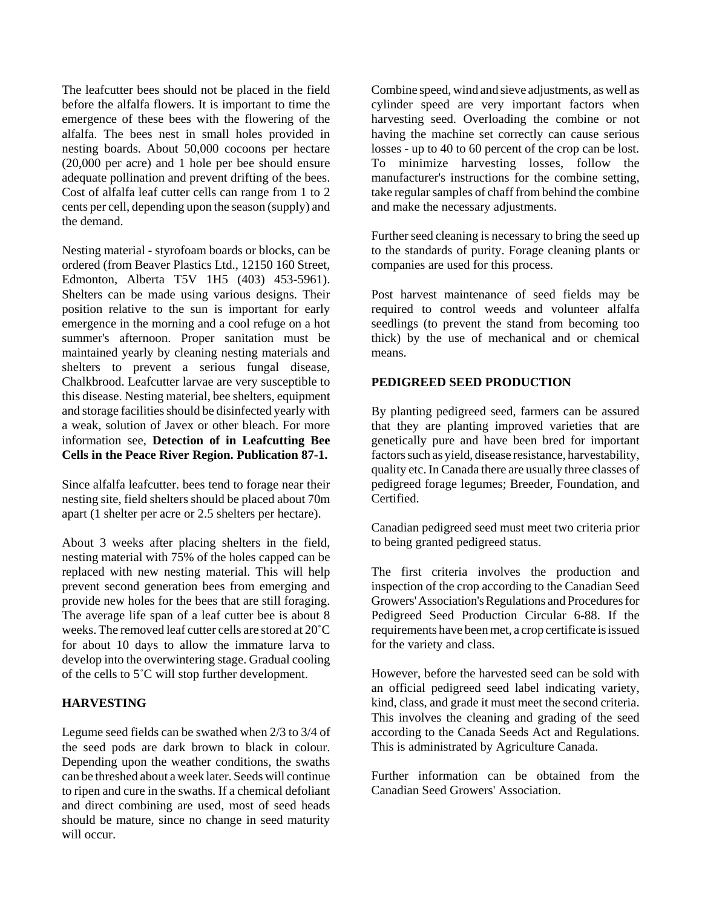The leafcutter bees should not be placed in the field before the alfalfa flowers. It is important to time the emergence of these bees with the flowering of the alfalfa. The bees nest in small holes provided in nesting boards. About 50,000 cocoons per hectare (20,000 per acre) and 1 hole per bee should ensure adequate pollination and prevent drifting of the bees. Cost of alfalfa leaf cutter cells can range from 1 to 2 cents per cell, depending upon the season (supply) and the demand.

Nesting material - styrofoam boards or blocks, can be ordered (from Beaver Plastics Ltd., 12150 160 Street, Edmonton, Alberta T5V 1H5 (403) 453-5961). Shelters can be made using various designs. Their position relative to the sun is important for early emergence in the morning and a cool refuge on a hot summer's afternoon. Proper sanitation must be maintained yearly by cleaning nesting materials and shelters to prevent a serious fungal disease, Chalkbrood. Leafcutter larvae are very susceptible to this disease. Nesting material, bee shelters, equipment and storage facilities should be disinfected yearly with a weak, solution of Javex or other bleach. For more information see, **Detection of in Leafcutting Bee Cells in the Peace River Region. Publication 87-1.**

Since alfalfa leafcutter. bees tend to forage near their nesting site, field shelters should be placed about 70m apart (1 shelter per acre or 2.5 shelters per hectare).

About 3 weeks after placing shelters in the field, nesting material with 75% of the holes capped can be replaced with new nesting material. This will help prevent second generation bees from emerging and provide new holes for the bees that are still foraging. The average life span of a leaf cutter bee is about 8 weeks. The removed leaf cutter cells are stored at 20˚C for about 10 days to allow the immature larva to develop into the overwintering stage. Gradual cooling of the cells to 5˚C will stop further development.

## HARVESTING

Legume seed fields can be swathed when 2/3 to 3/4 of the seed pods are dark brown to black in colour. Depending upon the weather conditions, the swaths can be threshed about a week later. Seeds will continue to ripen and cure in the swaths. If a chemical defoliant and direct combining are used, most of seed heads should be mature, since no change in seed maturity will occur.

Combine speed, wind and sieve adjustments, as well as cylinder speed are very important factors when harvesting seed. Overloading the combine or not having the machine set correctly can cause serious losses - up to 40 to 60 percent of the crop can be lost. To minimize harvesting losses, follow the manufacturer's instructions for the combine setting, take regular samples of chaff from behind the combine and make the necessary adjustments.

Further seed cleaning is necessary to bring the seed up to the standards of purity. Forage cleaning plants or companies are used for this process.

Post harvest maintenance of seed fields may be required to control weeds and volunteer alfalfa seedlings (to prevent the stand from becoming too thick) by the use of mechanical and or chemical means.

## PEDIGREED SEED PRODUCTION

By planting pedigreed seed, farmers can be assured that they are planting improved varieties that are genetically pure and have been bred for important factors such as yield, disease resistance, harvestability, quality etc. In Canada there are usually three classes of pedigreed forage legumes; Breeder, Foundation, and Certified.

Canadian pedigreed seed must meet two criteria prior to being granted pedigreed status.

The first criteria involves the production and inspection of the crop according to the Canadian Seed Growers' Association's Regulations and Procedures for Pedigreed Seed Production Circular 6-88. If the requirements have been met, a crop certificate is issued for the variety and class.

However, before the harvested seed can be sold with an official pedigreed seed label indicating variety, kind, class, and grade it must meet the second criteria. This involves the cleaning and grading of the seed according to the Canada Seeds Act and Regulations. This is administrated by Agriculture Canada.

Further information can be obtained from the Canadian Seed Growers' Association.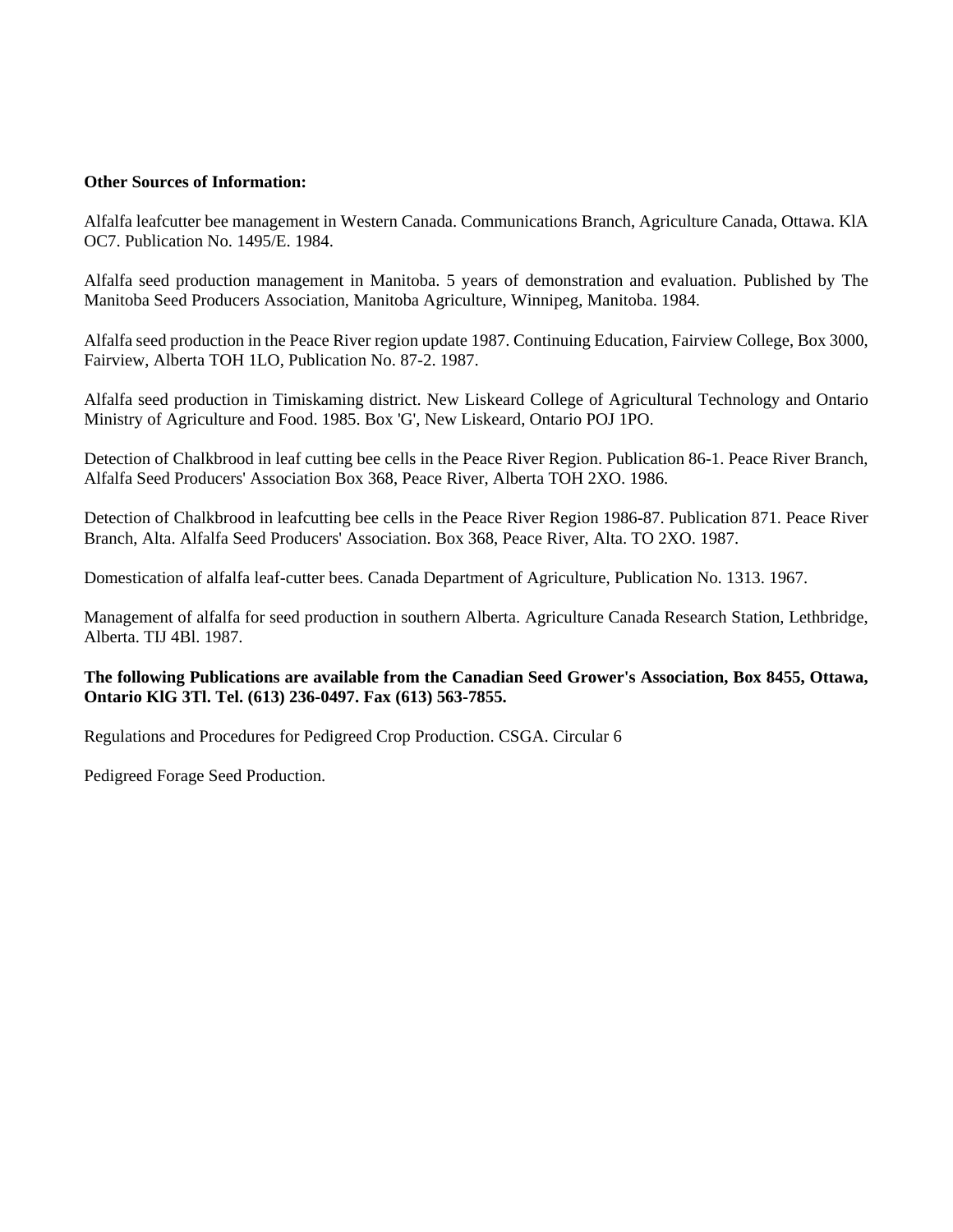**Other Sources of Information:**

Alfalfa leafcutter bee management in Western Canada. Communications Branch, Agriculture Canada, Ottawa. KlA OC7. Publication No. 1495/E. 1984.

Alfalfa seed production management in Manitoba. 5 years of demonstration and evaluation. Published by The Manitoba Seed Producers Association, Manitoba Agriculture, Winnipeg, Manitoba. 1984.

Alfalfa seed production in the Peace River region update 1987. Continuing Education, Fairview College, Box 3000, Fairview, Alberta TOH 1LO, Publication No. 87-2. 1987.

Alfalfa seed production in Timiskaming district. New Liskeard College of Agricultural Technology and Ontario Ministry of Agriculture and Food. 1985. Box 'G', New Liskeard, Ontario POJ 1PO.

Detection of Chalkbrood in leaf cutting bee cells in the Peace River Region. Publication 86-1. Peace River Branch, Alfalfa Seed Producers' Association Box 368, Peace River, Alberta TOH 2XO. 1986.

Detection of Chalkbrood in leafcutting bee cells in the Peace River Region 1986-87. Publication 871. Peace River Branch, Alta. Alfalfa Seed Producers' Association. Box 368, Peace River, Alta. TO 2XO. 1987.

Domestication of alfalfa leaf-cutter bees. Canada Department of Agriculture, Publication No. 1313. 1967.

Management of alfalfa for seed production in southern Alberta. Agriculture Canada Research Station, Lethbridge, Alberta. TIJ 4Bl. 1987.

**The following Publications are available from the Canadian Seed Grower's Association, Box 8455, Ottawa, Ontario KlG 3Tl. Tel. (613) 236-0497. Fax (613) 563-7855.**

Regulations and Procedures for Pedigreed Crop Production. CSGA. Circular 6

Pedigreed Forage Seed Production.